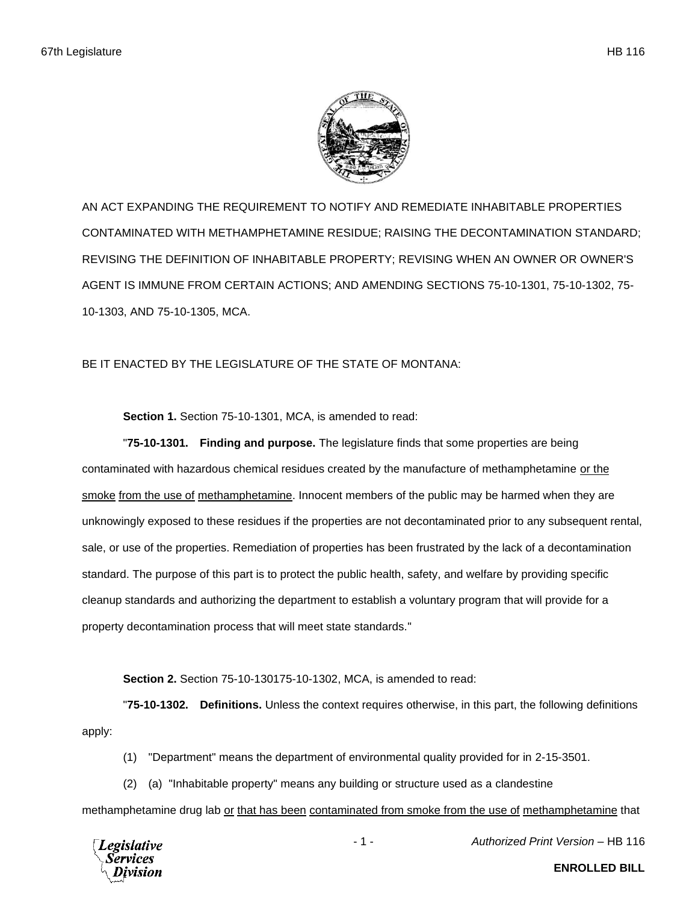AN ACT EXPANDING THE REQUIREMENT TO NOTIFY AND REMEDIATE INHABITABLE PROPERTIES CONTAMINATED WITH METHAMPHETAMINE RESIDUE; RAISING THE DECONTAMINATION STANDARD; REVISING THE DEFINITION OF INHABITABLE PROPERTY; REVISING WHEN AN OWNER OR OWNER'S AGENT IS IMMUNE FROM CERTAIN ACTIONS; AND AMENDING SECTIONS 75-10-1301, 75-10-1302, 75-10-1303, AND 75-10-1305, MCA.

BE IT ENACTED BY THE LEGISLATURE OF THE STATE OF MONTANA:

**Section 1.** Section 75-10-1301, MCA, is amended to read:

"**75-10-1301. Finding and purpose.** The legislature finds that some properties are being contaminated with hazardous chemical residues created by the manufacture of methamphetamine or the smoke from the use of methamphetamine. Innocent members of the public may be harmed when they are unknowingly exposed to these residues if the properties are not decontaminated prior to any subsequent rental, sale, or use of the properties. Remediation of properties has been frustrated by the lack of a decontamination standard. The purpose of this part is to protect the public health, safety, and welfare by providing specific cleanup standards and authorizing the department to establish a voluntary program that will provide for a property decontamination process that will meet state standards."

**Section 2.** Section 75-10-130175-10-1302, MCA, is amended to read:

"**75-10-1302. Definitions.** Unless the context requires otherwise, in this part, the following definitions apply:

(1) "Department" means the department of environmental quality provided for in 2-15-3501.

(2) (a) "Inhabitable property" means any building or structure used as a clandestine methamphetamine drug lab or that has been contaminated from smoke from the use of methamphetamine that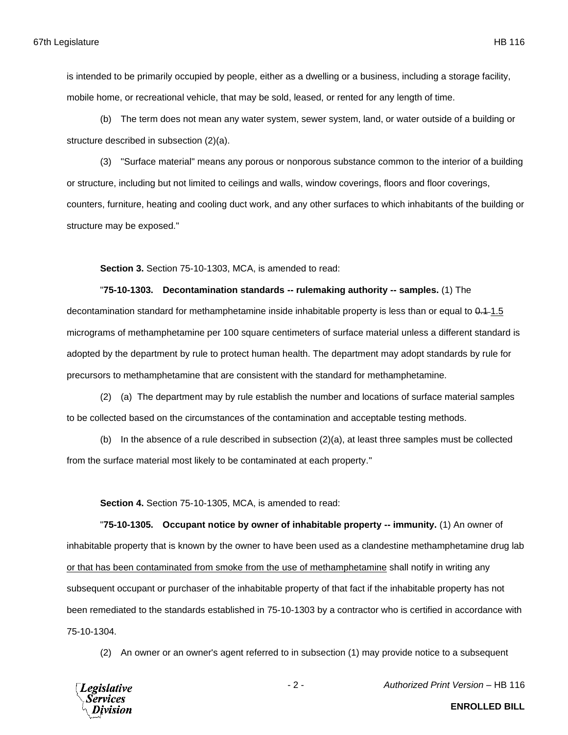is intended to be primarily occupied by people, either as a dwelling or a business, including a storage facility, mobile home, or recreational vehicle, that may be sold, leased, or rented for any length of time.

(b) The term does not mean any water system, sewer system, land, or water outside of a building or structure described in subsection (2)(a).

(3) "Surface material" means any porous or nonporous substance common to the interior of a building or structure, including but not limited to ceilings and walls, window coverings, floors and floor coverings, counters, furniture, heating and cooling duct work, and any other surfaces to which inhabitants of the building or structure may be exposed."

**Section 3.** Section 75-10-1303, MCA, is amended to read:

"**75-10-1303. Decontamination standards -- rulemaking authority -- samples.** (1) The decontamination standard for methamphetamine inside inhabitable property is less than or equal to ~~0.1~~ <u>1.5</u> micrograms of methamphetamine per 100 square centimeters of surface material unless a different standard is adopted by the department by rule to protect human health. The department may adopt standards by rule for precursors to methamphetamine that are consistent with the standard for methamphetamine.

(2) (a) The department may by rule establish the number and locations of surface material samples to be collected based on the circumstances of the contamination and acceptable testing methods.

(b) In the absence of a rule described in subsection (2)(a), at least three samples must be collected from the surface material most likely to be contaminated at each property."

**Section 4.** Section 75-10-1305, MCA, is amended to read:

"**75-10-1305. Occupant notice by owner of inhabitable property -- immunity.** (1) An owner of inhabitable property that is known by the owner to have been used as a clandestine methamphetamine drug lab <u>or that has been contaminated from smoke from the use of methamphetamine</u> shall notify in writing any subsequent occupant or purchaser of the inhabitable property of that fact if the inhabitable property has not been remediated to the standards established in 75-10-1303 by a contractor who is certified in accordance with 75-10-1304.

(2) An owner or an owner's agent referred to in subsection (1) may provide notice to a subsequent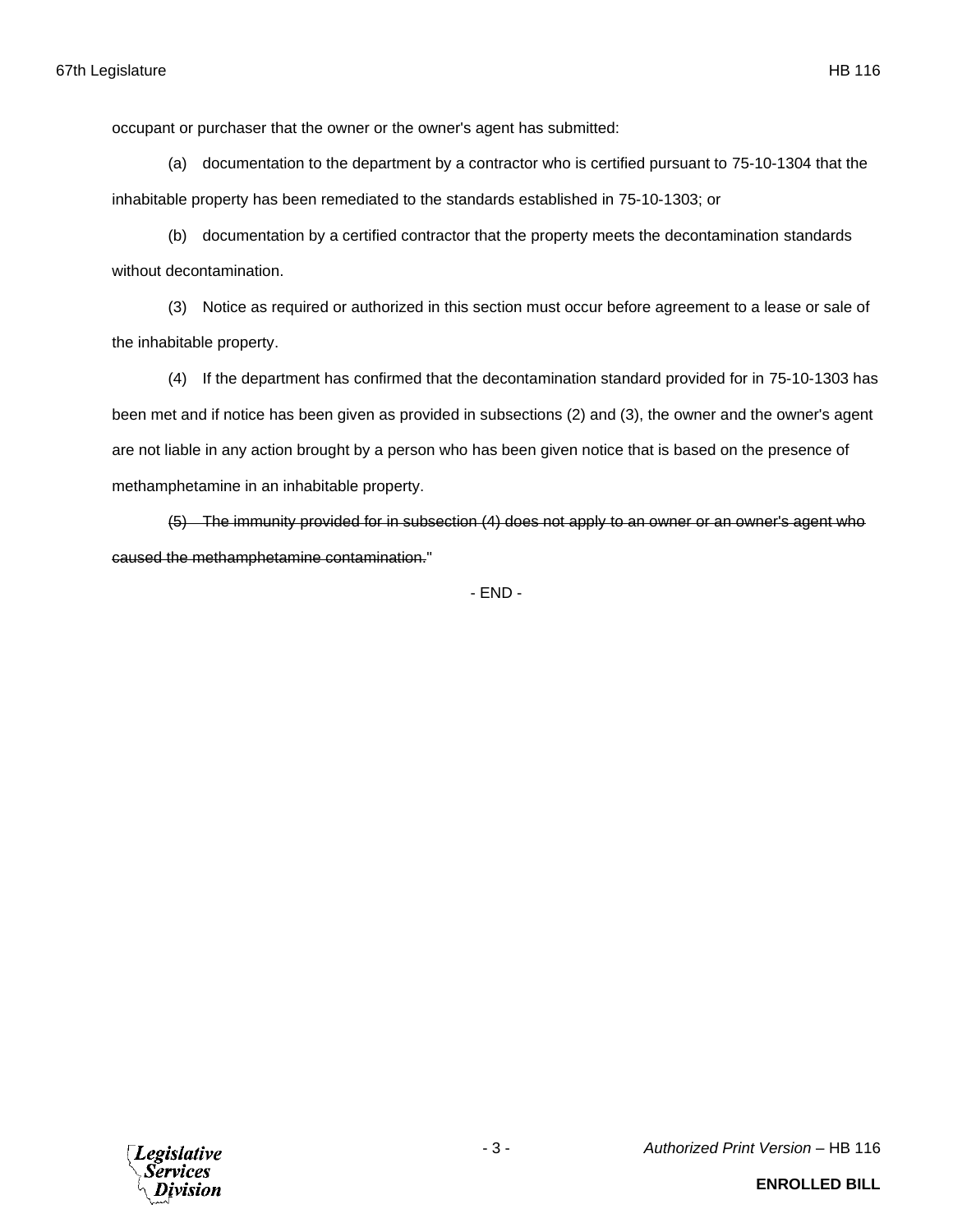occupant or purchaser that the owner or the owner's agent has submitted:

(a) documentation to the department by a contractor who is certified pursuant to 75-10-1304 that the inhabitable property has been remediated to the standards established in 75-10-1303; or

(b) documentation by a certified contractor that the property meets the decontamination standards without decontamination.

(3) Notice as required or authorized in this section must occur before agreement to a lease or sale of the inhabitable property.

(4) If the department has confirmed that the decontamination standard provided for in 75-10-1303 has been met and if notice has been given as provided in subsections (2) and (3), the owner and the owner's agent are not liable in any action brought by a person who has been given notice that is based on the presence of methamphetamine in an inhabitable property.

~~(5) The immunity provided for in subsection (4) does not apply to an owner or an owner's agent who caused the methamphetamine contamination.~~"

- END -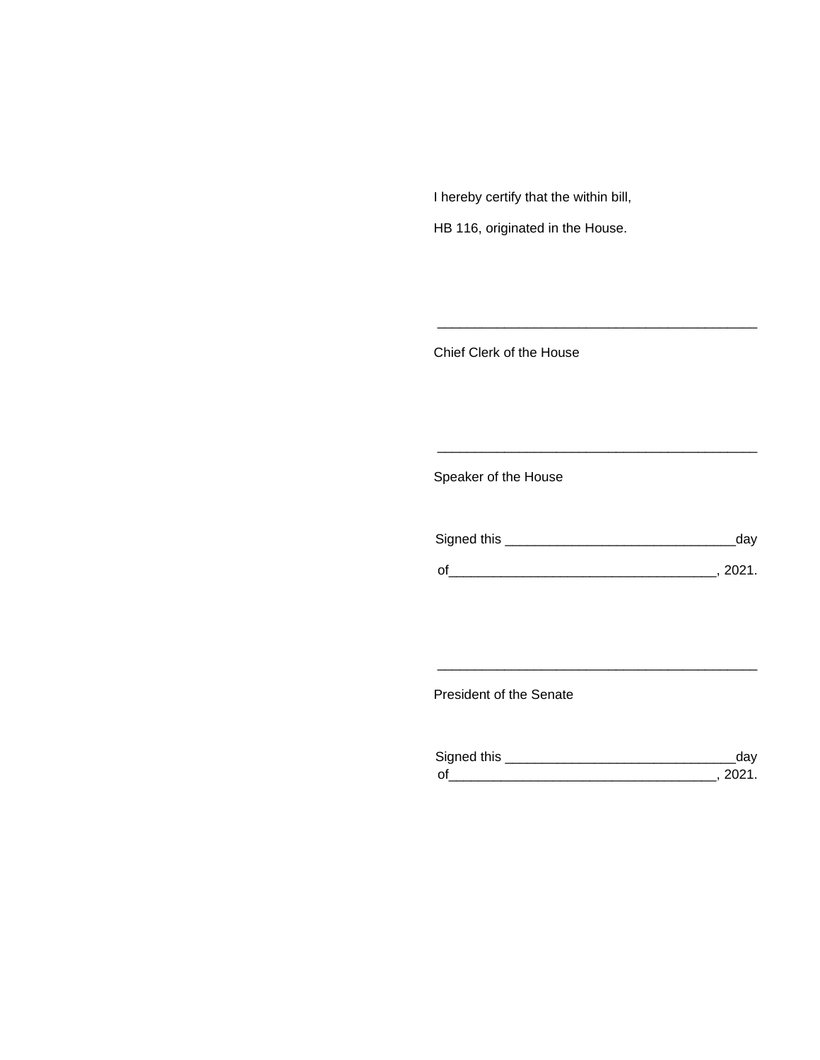I hereby certify that the within bill,

HB 116, originated in the House.

\_\_\_\_\_\_\_\_\_\_\_\_\_\_\_\_\_\_\_\_\_\_\_\_\_\_\_\_\_\_\_\_\_\_\_\_\_\_\_\_\_\_\_\_

Chief Clerk of the House

\_\_\_\_\_\_\_\_\_\_\_\_\_\_\_\_\_\_\_\_\_\_\_\_\_\_\_\_\_\_\_\_\_\_\_\_\_\_\_\_\_\_\_\_

Speaker of the House

Signed this \_\_\_\_\_\_\_\_\_\_\_\_\_\_\_\_\_\_\_\_\_\_\_\_\_\_\_\_\_\_\_day

of\_\_\_\_\_\_\_\_\_\_\_\_\_\_\_\_\_\_\_\_\_\_\_\_\_\_\_\_\_\_\_\_\_\_\_\_, 2021.

\_\_\_\_\_\_\_\_\_\_\_\_\_\_\_\_\_\_\_\_\_\_\_\_\_\_\_\_\_\_\_\_\_\_\_\_\_\_\_\_\_\_\_\_

President of the Senate

Signed this \_\_\_\_\_\_\_\_\_\_\_\_\_\_\_\_\_\_\_\_\_\_\_\_\_\_\_\_\_\_\_day

of\_\_\_\_\_\_\_\_\_\_\_\_\_\_\_\_\_\_\_\_\_\_\_\_\_\_\_\_\_\_\_\_\_\_\_\_, 2021.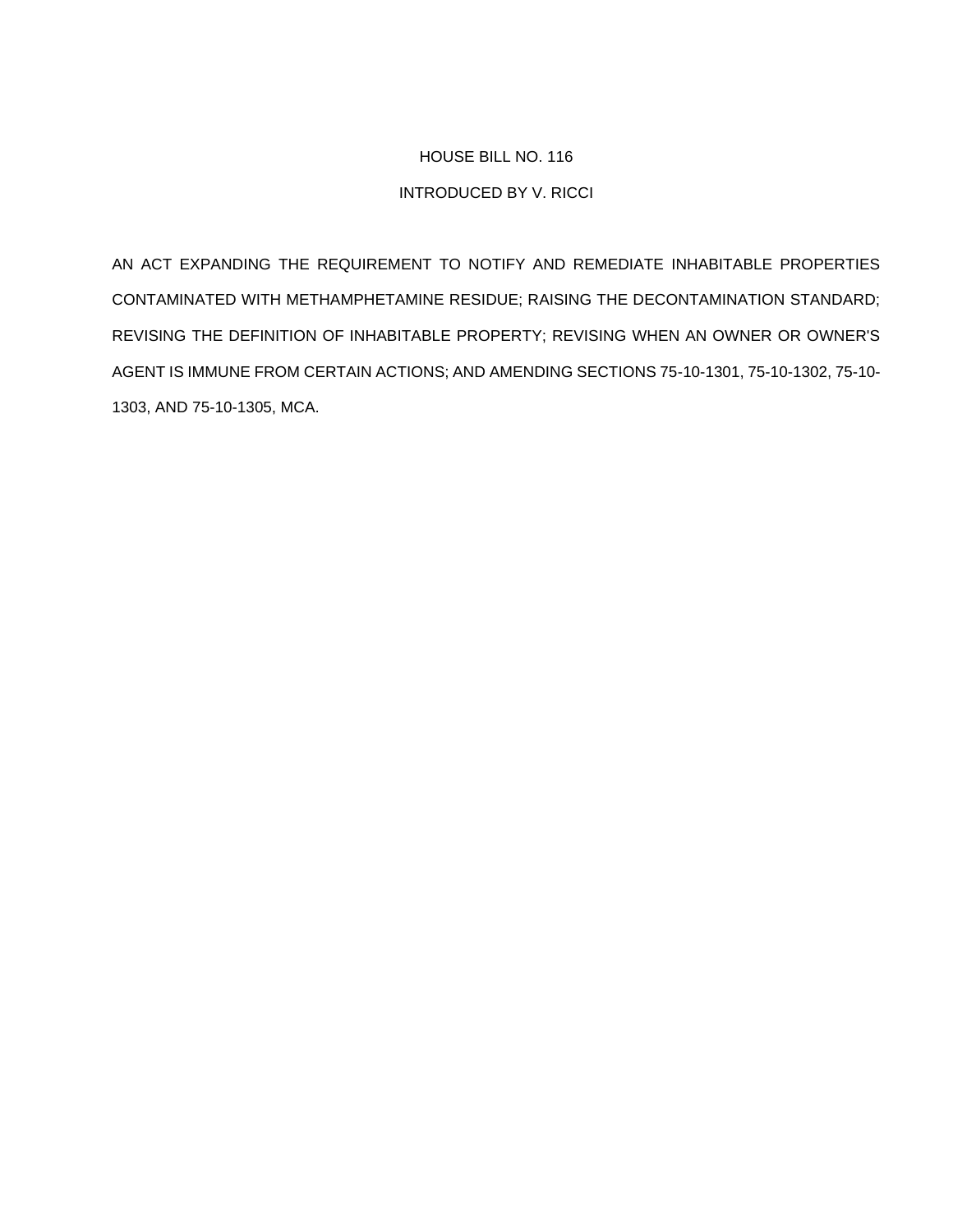HOUSE BILL NO. 116

INTRODUCED BY V. RICCI

AN ACT EXPANDING THE REQUIREMENT TO NOTIFY AND REMEDIATE INHABITABLE PROPERTIES CONTAMINATED WITH METHAMPHETAMINE RESIDUE; RAISING THE DECONTAMINATION STANDARD; REVISING THE DEFINITION OF INHABITABLE PROPERTY; REVISING WHEN AN OWNER OR OWNER'S AGENT IS IMMUNE FROM CERTAIN ACTIONS; AND AMENDING SECTIONS 75-10-1301, 75-10-1302, 75-10-1303, AND 75-10-1305, MCA.